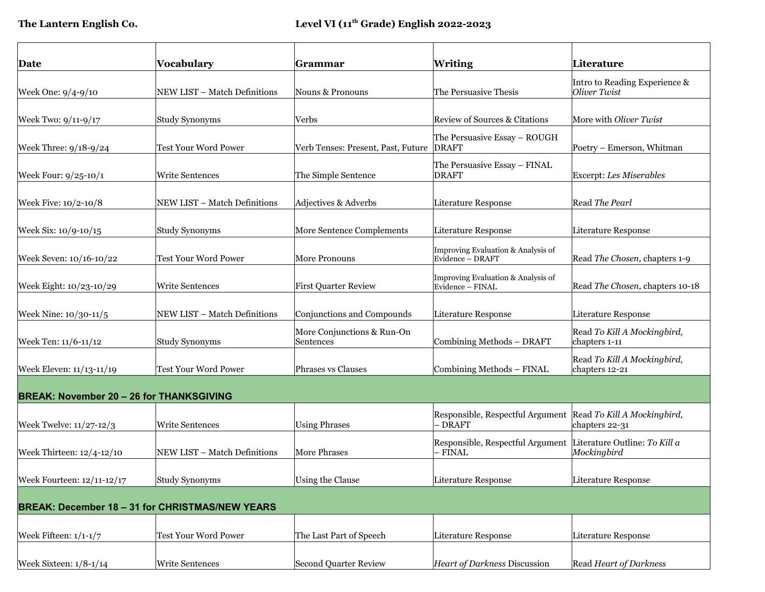**The Lantern English Co.** **Level VI (11th Grade) English 2022-2023**

| Date | Vocabulary | Grammar | Writing | Literature |
|---|---|---|---|---|
| Week One: 9/4-9/10 | NEW LIST – Match Definitions | Nouns & Pronouns | The Persuasive Thesis | Intro to Reading Experience & *Oliver Twist* |
| Week Two: 9/11-9/17 | Study Synonyms | Verbs | Review of Sources & Citations | More with *Oliver Twist* |
| Week Three: 9/18-9/24 | Test Your Word Power | Verb Tenses: Present, Past, Future | The Persuasive Essay – ROUGH DRAFT | Poetry – Emerson, Whitman |
| Week Four: 9/25-10/1 | Write Sentences | The Simple Sentence | The Persuasive Essay – FINAL DRAFT | Excerpt: *Les Miserables* |
| Week Five: 10/2-10/8 | NEW LIST – Match Definitions | Adjectives & Adverbs | Literature Response | Read *The Pearl* |
| Week Six: 10/9-10/15 | Study Synonyms | More Sentence Complements | Literature Response | Literature Response |
| Week Seven: 10/16-10/22 | Test Your Word Power | More Pronouns | Improving Evaluation & Analysis of Evidence – DRAFT | Read *The Chosen,* chapters 1-9 |
| Week Eight: 10/23-10/29 | Write Sentences | First Quarter Review | Improving Evaluation & Analysis of Evidence – FINAL | Read *The Chosen,* chapters 10-18 |
| Week Nine: 10/30-11/5 | NEW LIST – Match Definitions | Conjunctions and Compounds | Literature Response | Literature Response |
| Week Ten: 11/6-11/12 | Study Synonyms | More Conjunctions & Run-On Sentences | Combining Methods – DRAFT | Read *To Kill A Mockingbird,* chapters 1-11 |
| Week Eleven: 11/13-11/19 | Test Your Word Power | Phrases vs Clauses | Combining Methods – FINAL | Read *To Kill A Mockingbird,* chapters 12-21 |
| **BREAK: November 20 – 26 for THANKSGIVING** | | | | |
| Week Twelve: 11/27-12/3 | Write Sentences | Using Phrases | Responsible, Respectful Argument – DRAFT | Read *To Kill A Mockingbird,* chapters 22-31 |
| Week Thirteen: 12/4-12/10 | NEW LIST – Match Definitions | More Phrases | Responsible, Respectful Argument – FINAL | Literature Outline: *To Kill a Mockingbird* |
| Week Fourteen: 12/11-12/17 | Study Synonyms | Using the Clause | Literature Response | Literature Response |
| **BREAK: December 18 – 31 for CHRISTMAS/NEW YEARS** | | | | |
| Week Fifteen: 1/1-1/7 | Test Your Word Power | The Last Part of Speech | Literature Response | Literature Response |
| Week Sixteen: 1/8-1/14 | Write Sentences | Second Quarter Review | *Heart of Darkness* Discussion | Read *Heart of Darkness* |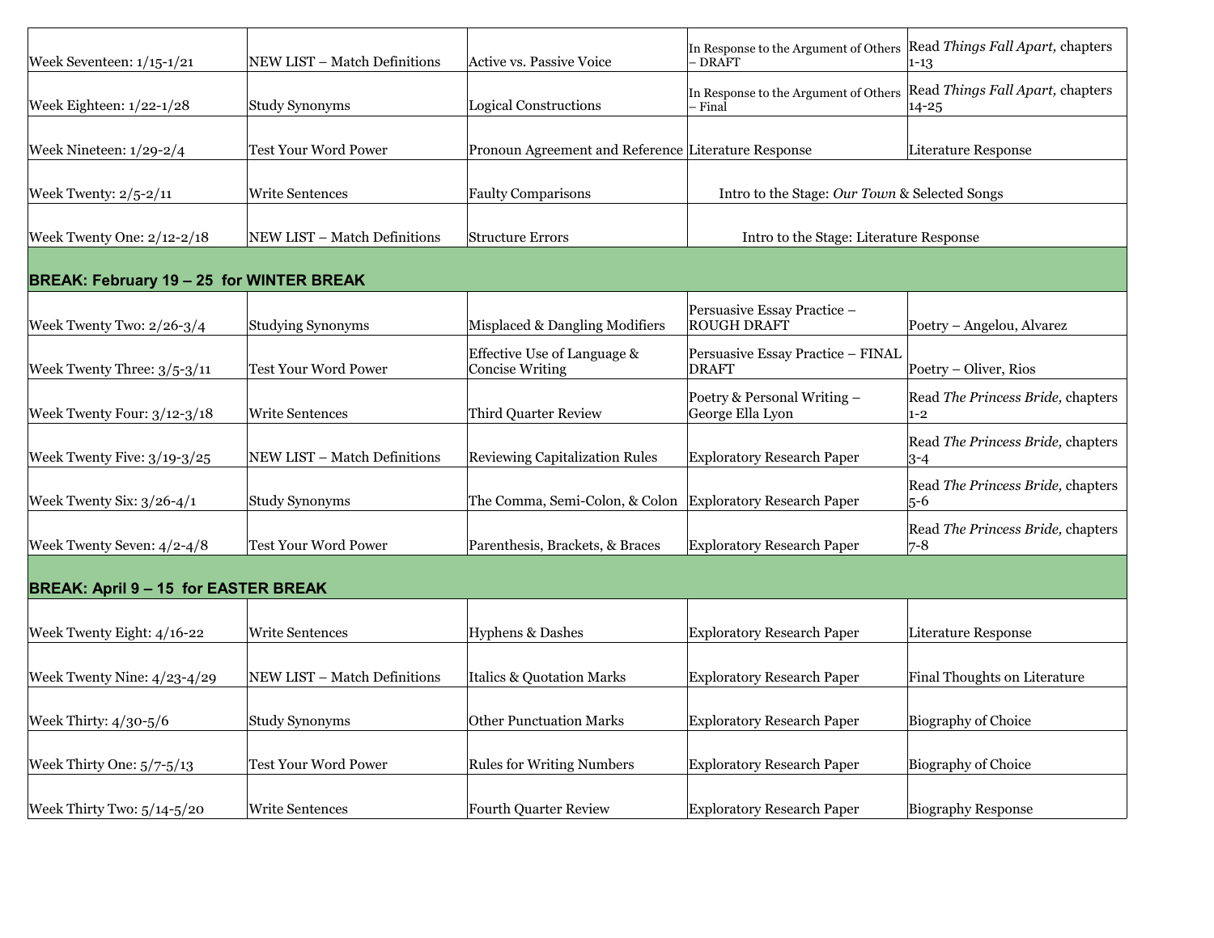| | | | | |
|---|---|---|---|---|
| Week Seventeen: 1/15-1/21 | NEW LIST – Match Definitions | Active vs. Passive Voice | In Response to the Argument of Others – DRAFT | Read *Things Fall Apart,* chapters 1-13 |
| Week Eighteen: 1/22-1/28 | Study Synonyms | Logical Constructions | In Response to the Argument of Others – Final | Read *Things Fall Apart,* chapters 14-25 |
| Week Nineteen: 1/29-2/4 | Test Your Word Power | Pronoun Agreement and Reference | Literature Response | Literature Response |
| Week Twenty: 2/5-2/11 | Write Sentences | Faulty Comparisons | Intro to the Stage: *Our Town* & Selected Songs | |
| Week Twenty One: 2/12-2/18 | NEW LIST – Match Definitions | Structure Errors | Intro to the Stage: Literature Response | |
| **BREAK: February 19 – 25 for WINTER BREAK** | | | | |
| Week Twenty Two: 2/26-3/4 | Studying Synonyms | Misplaced & Dangling Modifiers | Persuasive Essay Practice – ROUGH DRAFT | Poetry – Angelou, Alvarez |
| Week Twenty Three: 3/5-3/11 | Test Your Word Power | Effective Use of Language & Concise Writing | Persuasive Essay Practice – FINAL DRAFT | Poetry – Oliver, Rios |
| Week Twenty Four: 3/12-3/18 | Write Sentences | Third Quarter Review | Poetry & Personal Writing – George Ella Lyon | Read *The Princess Bride,* chapters 1-2 |
| Week Twenty Five: 3/19-3/25 | NEW LIST – Match Definitions | Reviewing Capitalization Rules | Exploratory Research Paper | Read *The Princess Bride,* chapters 3-4 |
| Week Twenty Six: 3/26-4/1 | Study Synonyms | The Comma, Semi-Colon, & Colon | Exploratory Research Paper | Read *The Princess Bride,* chapters 5-6 |
| Week Twenty Seven: 4/2-4/8 | Test Your Word Power | Parenthesis, Brackets, & Braces | Exploratory Research Paper | Read *The Princess Bride,* chapters 7-8 |
| **BREAK: April 9 – 15 for EASTER BREAK** | | | | |
| Week Twenty Eight: 4/16-22 | Write Sentences | Hyphens & Dashes | Exploratory Research Paper | Literature Response |
| Week Twenty Nine: 4/23-4/29 | NEW LIST – Match Definitions | Italics & Quotation Marks | Exploratory Research Paper | Final Thoughts on Literature |
| Week Thirty: 4/30-5/6 | Study Synonyms | Other Punctuation Marks | Exploratory Research Paper | Biography of Choice |
| Week Thirty One: 5/7-5/13 | Test Your Word Power | Rules for Writing Numbers | Exploratory Research Paper | Biography of Choice |
| Week Thirty Two: 5/14-5/20 | Write Sentences | Fourth Quarter Review | Exploratory Research Paper | Biography Response |